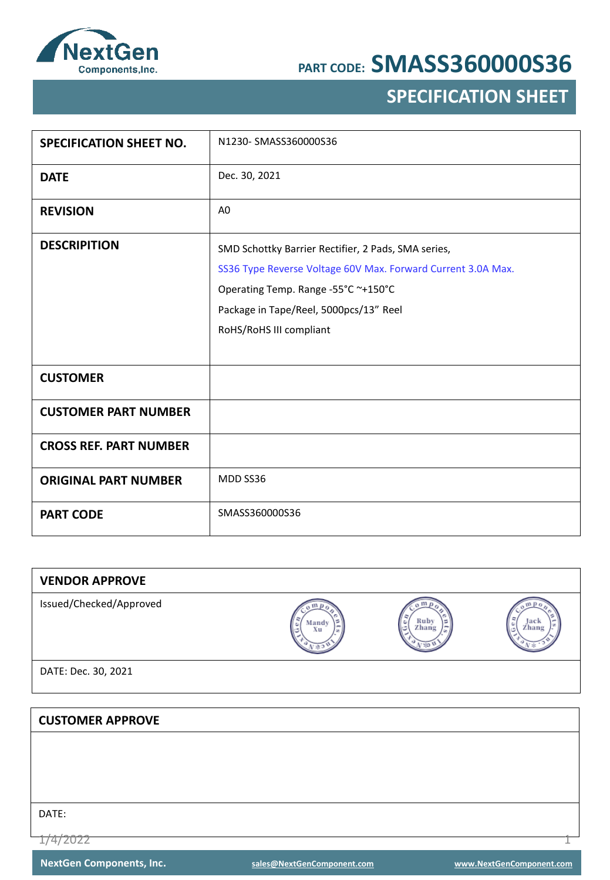NextGen Components,Inc.

PART CODE: **SMASS360000S36**

# SPECIFICATION SHEET

| | |
|---|---|
| **SPECIFICATION SHEET NO.** | N1230- SMASS360000S36 |
| **DATE** | Dec. 30, 2021 |
| **REVISION** | A0 |
| **DESCRIPITION** | SMD Schottky Barrier Rectifier, 2 Pads, SMA series,<br>SS36 Type Reverse Voltage 60V Max. Forward Current 3.0A Max.<br>Operating Temp. Range -55°C ~+150°C<br>Package in Tape/Reel, 5000pcs/13" Reel<br>RoHS/RoHS III compliant |
| **CUSTOMER** | |
| **CUSTOMER PART NUMBER** | |
| **CROSS REF. PART NUMBER** | |
| **ORIGINAL PART NUMBER** | MDD SS36 |
| **PART CODE** | SMASS360000S36 |

| **VENDOR APPROVE** | | | |
|---|---|---|---|
| Issued/Checked/Approved | Mandy Xu | Ruby Zhang | Jack Zhang |
| DATE: Dec. 30, 2021 | | | |

| **CUSTOMER APPROVE** |
|---|
| |
| DATE: |

1/4/2022

NextGen Components, Inc. sales@NextGenComponent.com www.NextGenComponent.com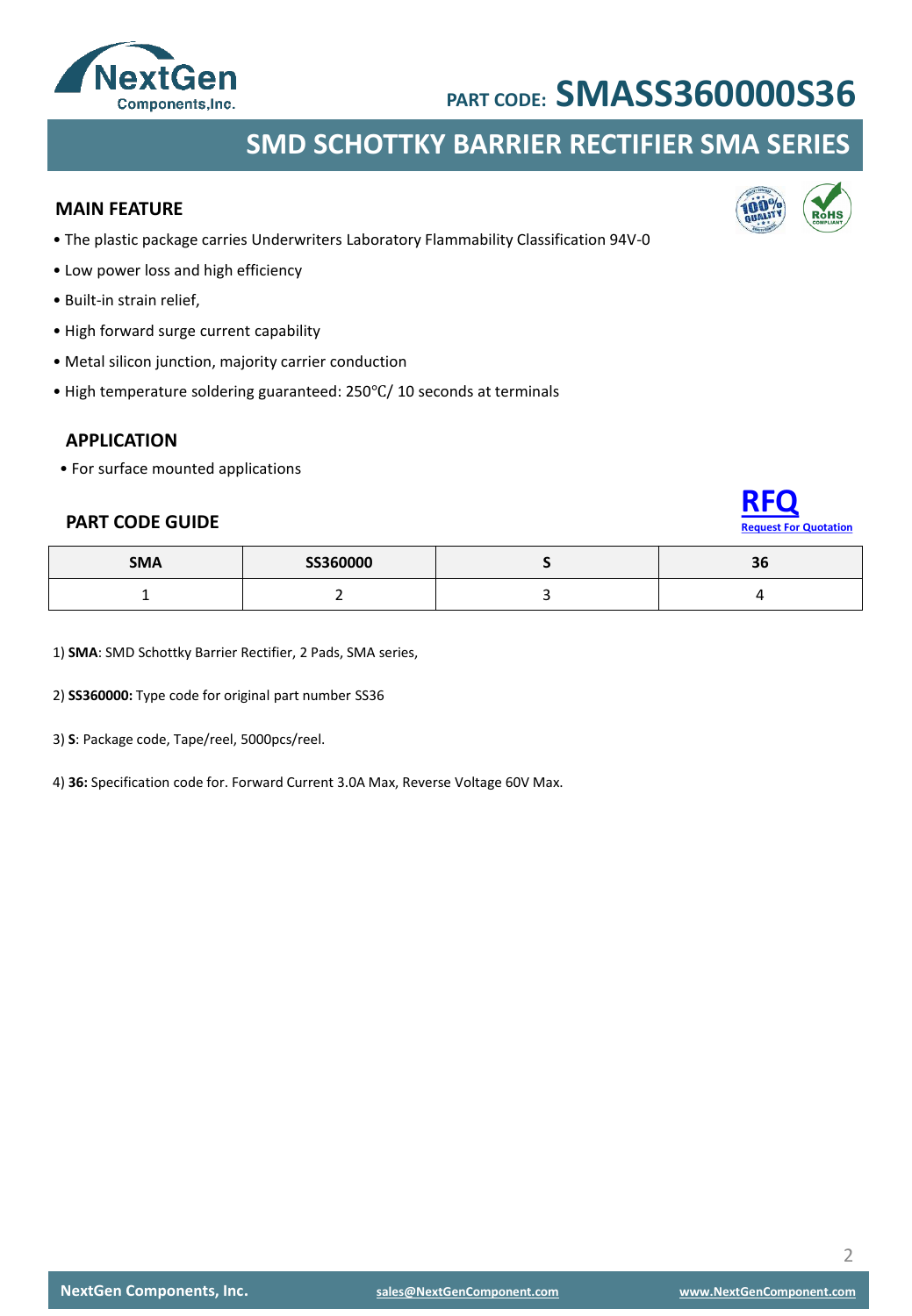PART CODE: **SMASS360000S36**

# SMD SCHOTTKY BARRIER RECTIFIER SMA SERIES

## MAIN FEATURE

- The plastic package carries Underwriters Laboratory Flammability Classification 94V-0
- Low power loss and high efficiency
- Built-in strain relief,
- High forward surge current capability
- Metal silicon junction, majority carrier conduction
- High temperature soldering guaranteed: 250℃/ 10 seconds at terminals

## APPLICATION

- For surface mounted applications

## PART CODE GUIDE

**RFQ**
Request For Quotation

| SMA | SS360000 | S | 36 |
|---|---|---|---|
| 1 | 2 | 3 | 4 |

1) **SMA**: SMD Schottky Barrier Rectifier, 2 Pads, SMA series,

2) **SS360000:** Type code for original part number SS36

3) **S**: Package code, Tape/reel, 5000pcs/reel.

4) **36:** Specification code for. Forward Current 3.0A Max, Reverse Voltage 60V Max.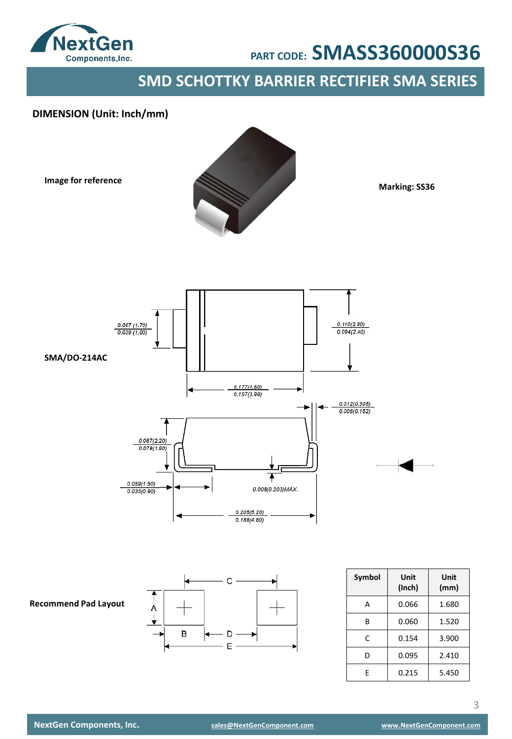PART CODE: **SMASS360000S36**

## SMD SCHOTTKY BARRIER RECTIFIER SMA SERIES

**DIMENSION (Unit: Inch/mm)**

**Image for reference**

**Marking: SS36**

**SMA/DO-214AC**

0.067 (1.70) / 0.039 (1.00)

0.110(2.80) / 0.094(2.40)

0.177(4.50) / 0.157(3.99)

0.012(0.305) / 0.006(0.152)

0.087(2.20) / 0.078(1.90)

0.059(1.50) / 0.035(0.90)

0.008(0.203)MAX.

0.205(5.20) / 0.188(4.80)

**Recommend Pad Layout**

| Symbol | Unit (Inch) | Unit (mm) |
|---|---|---|
| A | 0.066 | 1.680 |
| B | 0.060 | 1.520 |
| C | 0.154 | 3.900 |
| D | 0.095 | 2.410 |
| E | 0.215 | 5.450 |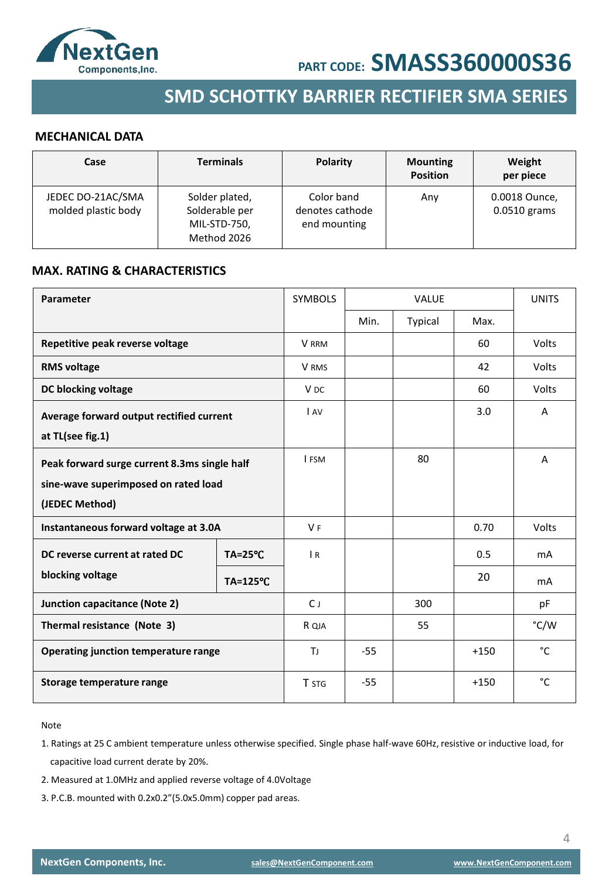PART CODE: **SMASS360000S36**

## SMD SCHOTTKY BARRIER RECTIFIER SMA SERIES

### MECHANICAL DATA

| Case | Terminals | Polarity | Mounting Position | Weight per piece |
|---|---|---|---|---|
| JEDEC DO-21AC/SMA molded plastic body | Solder plated, Solderable per MIL-STD-750, Method 2026 | Color band denotes cathode end mounting | Any | 0.0018 Ounce, 0.0510 grams |

### MAX. RATING & CHARACTERISTICS

| Parameter | | SYMBOLS | VALUE | | | UNITS |
|---|---|---|---|---|---|---|
| | | | Min. | Typical | Max. | |
| **Repetitive peak reverse voltage** | | $V_{RRM}$ | | | 60 | Volts |
| **RMS voltage** | | $V_{RMS}$ | | | 42 | Volts |
| **DC blocking voltage** | | $V_{DC}$ | | | 60 | Volts |
| **Average forward output rectified current at TL(see fig.1)** | | $I_{AV}$ | | | 3.0 | A |
| **Peak forward surge current 8.3ms single half sine-wave superimposed on rated load (JEDEC Method)** | | $I_{FSM}$ | | 80 | | A |
| **Instantaneous forward voltage at 3.0A** | | $V_F$ | | | 0.70 | Volts |
| **DC reverse current at rated DC blocking voltage** | **TA=25℃** | $I_R$ | | | 0.5 | mA |
| | **TA=125℃** | | | | 20 | mA |
| **Junction capacitance (Note 2)** | | $C_J$ | | 300 | | pF |
| **Thermal resistance (Note 3)** | | $R_{QJA}$ | | 55 | | °C/W |
| **Operating junction temperature range** | | $T_J$ | -55 | | +150 | °C |
| **Storage temperature range** | | $T_{STG}$ | -55 | | +150 | °C |

Note

1. Ratings at 25 C ambient temperature unless otherwise specified. Single phase half-wave 60Hz, resistive or inductive load, for capacitive load current derate by 20%.
2. Measured at 1.0MHz and applied reverse voltage of 4.0Voltage
3. P.C.B. mounted with 0.2x0.2”(5.0x5.0mm) copper pad areas.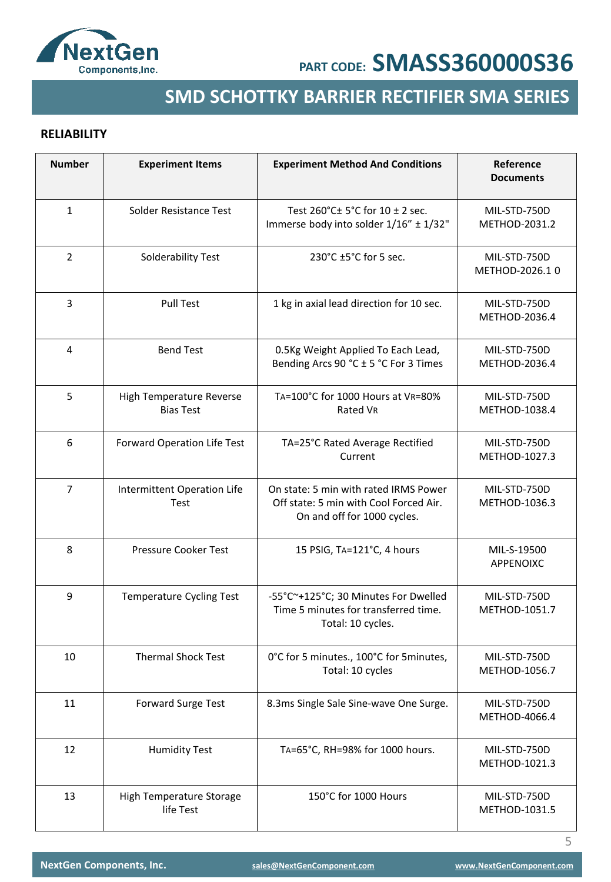**PART CODE: SMASS360000S36**

## SMD SCHOTTKY BARRIER RECTIFIER SMA SERIES

### RELIABILITY

| Number | Experiment Items | Experiment Method And Conditions | Reference Documents |
|---|---|---|---|
| 1 | Solder Resistance Test | Test 260°C± 5°C for 10 ± 2 sec. Immerse body into solder 1/16" ± 1/32" | MIL-STD-750D METHOD-2031.2 |
| 2 | Solderability Test | 230°C ±5°C for 5 sec. | MIL-STD-750D METHOD-2026.1 0 |
| 3 | Pull Test | 1 kg in axial lead direction for 10 sec. | MIL-STD-750D METHOD-2036.4 |
| 4 | Bend Test | 0.5Kg Weight Applied To Each Lead, Bending Arcs 90 °C ± 5 °C For 3 Times | MIL-STD-750D METHOD-2036.4 |
| 5 | High Temperature Reverse Bias Test | $T_A$=100°C for 1000 Hours at $V_R$=80% Rated $V_R$ | MIL-STD-750D METHOD-1038.4 |
| 6 | Forward Operation Life Test | TA=25°C Rated Average Rectified Current | MIL-STD-750D METHOD-1027.3 |
| 7 | Intermittent Operation Life Test | On state: 5 min with rated IRMS Power Off state: 5 min with Cool Forced Air. On and off for 1000 cycles. | MIL-STD-750D METHOD-1036.3 |
| 8 | Pressure Cooker Test | 15 PSIG, $T_A$=121°C, 4 hours | MIL-S-19500 APPENOIXC |
| 9 | Temperature Cycling Test | -55°C~+125°C; 30 Minutes For Dwelled Time 5 minutes for transferred time. Total: 10 cycles. | MIL-STD-750D METHOD-1051.7 |
| 10 | Thermal Shock Test | 0°C for 5 minutes., 100°C for 5minutes, Total: 10 cycles | MIL-STD-750D METHOD-1056.7 |
| 11 | Forward Surge Test | 8.3ms Single Sale Sine-wave One Surge. | MIL-STD-750D METHOD-4066.4 |
| 12 | Humidity Test | $T_A$=65°C, RH=98% for 1000 hours. | MIL-STD-750D METHOD-1021.3 |
| 13 | High Temperature Storage life Test | 150°C for 1000 Hours | MIL-STD-750D METHOD-1031.5 |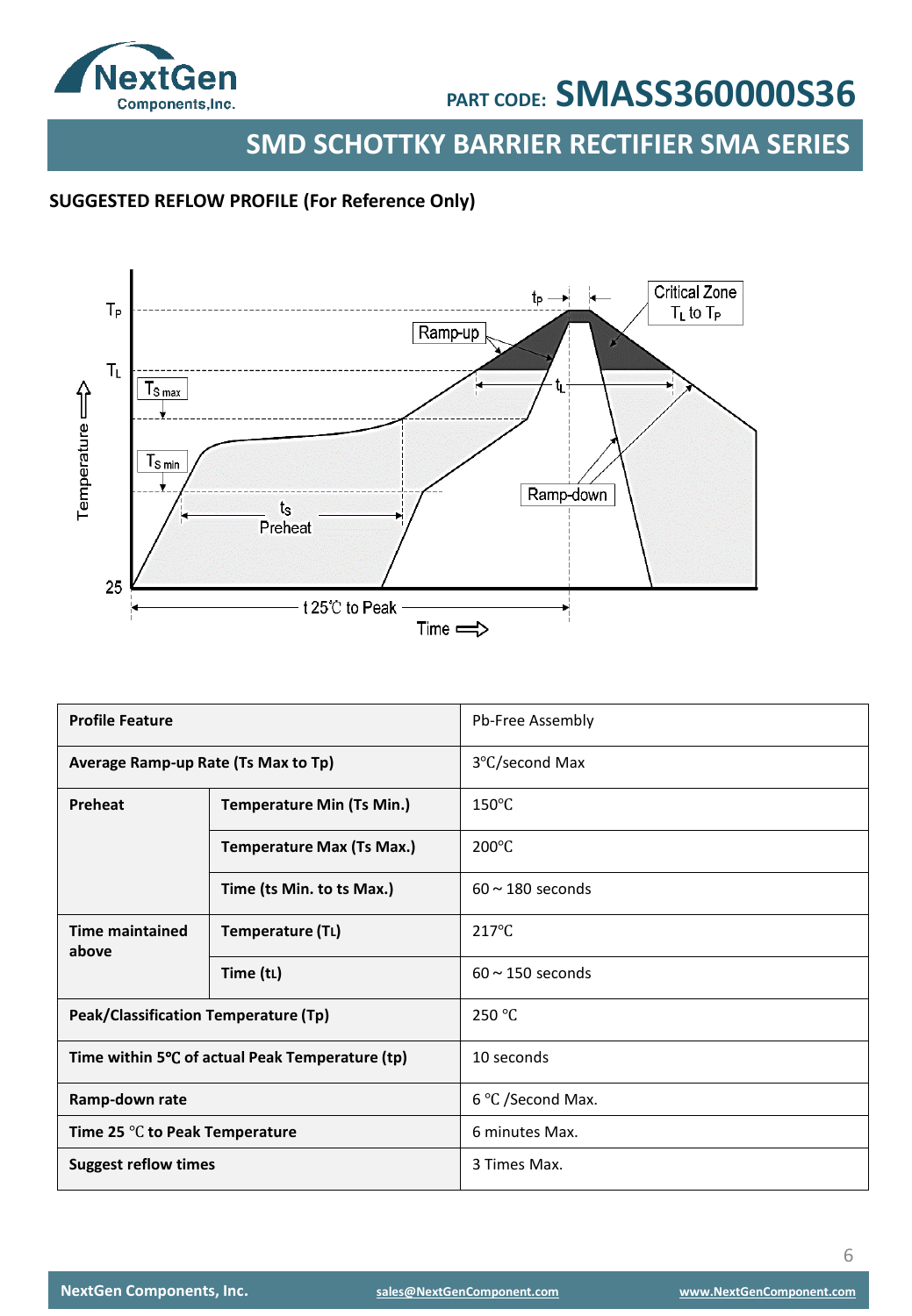## SUGGESTED REFLOW PROFILE (For Reference Only)

| **Profile Feature** | | Pb-Free Assembly |
|---|---|---|
| **Average Ramp-up Rate (Ts Max to Tp)** | | 3°C/second Max |
| **Preheat** | **Temperature Min (Ts Min.)** | 150°C |
| | **Temperature Max (Ts Max.)** | 200°C |
| | **Time (ts Min. to ts Max.)** | 60 ~ 180 seconds |
| **Time maintained above** | **Temperature (TL)** | 217°C |
| | **Time (tL)** | 60 ~ 150 seconds |
| **Peak/Classification Temperature (Tp)** | | 250 °C |
| **Time within 5°C of actual Peak Temperature (tp)** | | 10 seconds |
| **Ramp-down rate** | | 6 °C /Second Max. |
| **Time 25 °C to Peak Temperature** | | 6 minutes Max. |
| **Suggest reflow times** | | 3 Times Max. |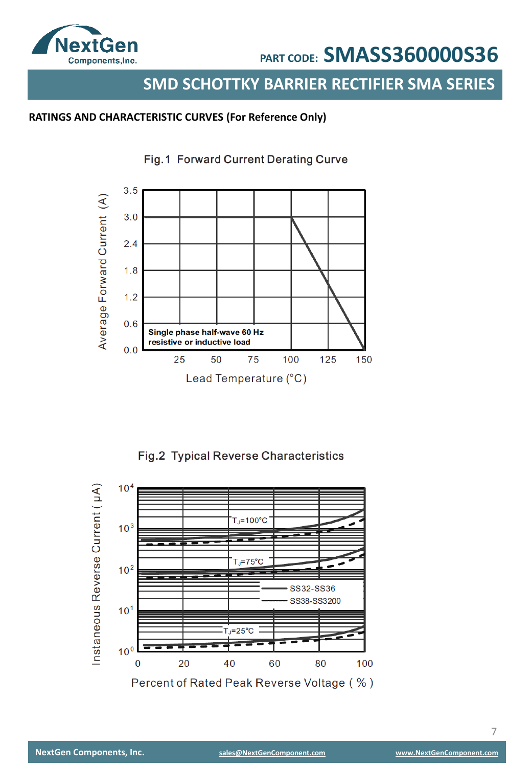## RATINGS AND CHARACTERISTIC CURVES (For Reference Only)

Fig.1 Forward Current Derating Curve

Average Forward Current (A)

3.5, 3.0, 2.4, 1.8, 1.2, 0.6, 0.0

Single phase half-wave 60 Hz resistive or inductive load

25, 50, 75, 100, 125, 150

Lead Temperature (°C)

Fig.2 Typical Reverse Characteristics

Instaneous Reverse Current ( μA)

$10^4$, $10^3$, $10^2$, $10^1$, $10^0$

$T_J$=100°C

$T_J$=75°C

SS32-SS36

SS38-SS3200

$T_J$=25°C

0, 20, 40, 60, 80, 100

Percent of Rated Peak Reverse Voltage ( % )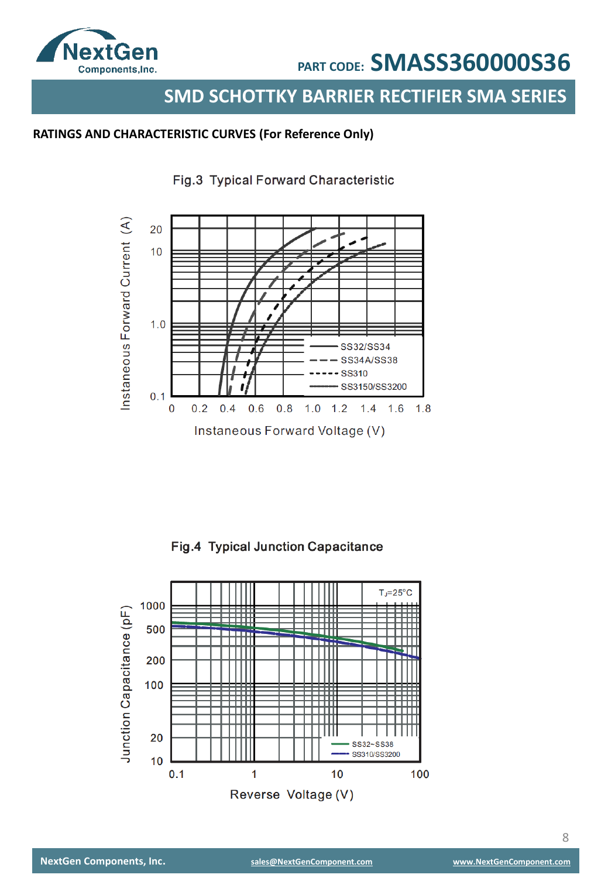## RATINGS AND CHARACTERISTIC CURVES (For Reference Only)

Fig.3 Typical Forward Characteristic

Fig.4 Typical Junction Capacitance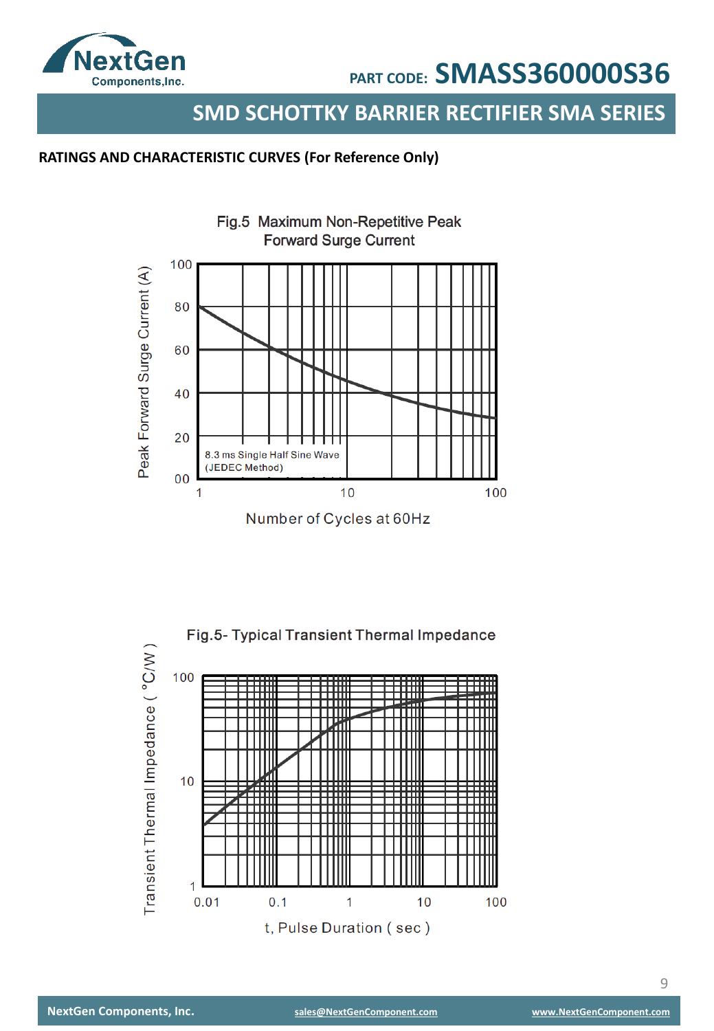## RATINGS AND CHARACTERISTIC CURVES (For Reference Only)

Fig.5 Maximum Non-Repetitive Peak Forward Surge Current

Peak Forward Surge Current (A)

100, 80, 60, 40, 20, 00

8.3 ms Single Half Sine Wave (JEDEC Method)

1, 10, 100

Number of Cycles at 60Hz

Fig.5- Typical Transient Thermal Impedance

Transient Thermal Impedance ( °C/W )

100, 10, 1

0.01, 0.1, 1, 10, 100

t, Pulse Duration ( sec )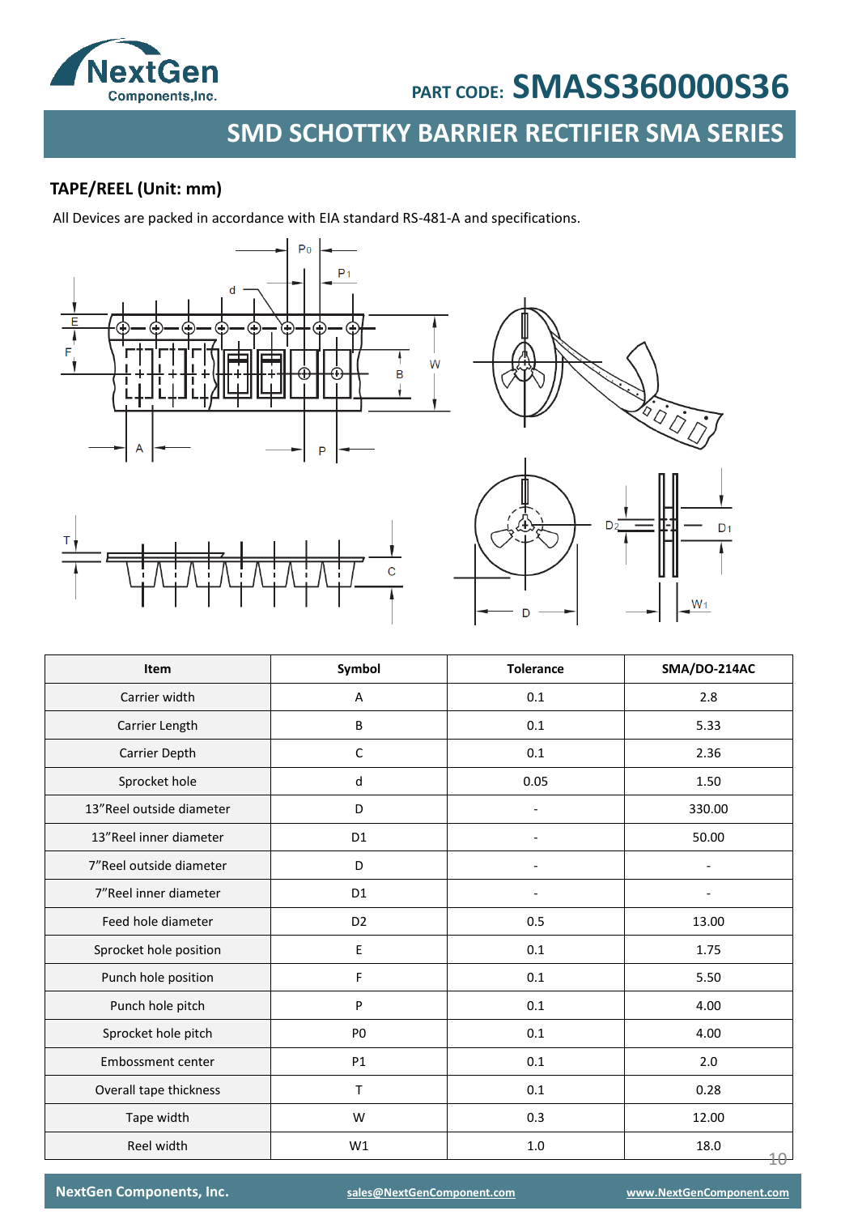## TAPE/REEL (Unit: mm)

All Devices are packed in accordance with EIA standard RS-481-A and specifications.

| Item | Symbol | Tolerance | SMA/DO-214AC |
|---|---|---|---|
| Carrier width | A | 0.1 | 2.8 |
| Carrier Length | B | 0.1 | 5.33 |
| Carrier Depth | C | 0.1 | 2.36 |
| Sprocket hole | d | 0.05 | 1.50 |
| 13”Reel outside diameter | D | - | 330.00 |
| 13”Reel inner diameter | D1 | - | 50.00 |
| 7”Reel outside diameter | D | - | - |
| 7”Reel inner diameter | D1 | - | - |
| Feed hole diameter | D2 | 0.5 | 13.00 |
| Sprocket hole position | E | 0.1 | 1.75 |
| Punch hole position | F | 0.1 | 5.50 |
| Punch hole pitch | P | 0.1 | 4.00 |
| Sprocket hole pitch | P0 | 0.1 | 4.00 |
| Embossment center | P1 | 0.1 | 2.0 |
| Overall tape thickness | T | 0.1 | 0.28 |
| Tape width | W | 0.3 | 12.00 |
| Reel width | W1 | 1.0 | 18.0 |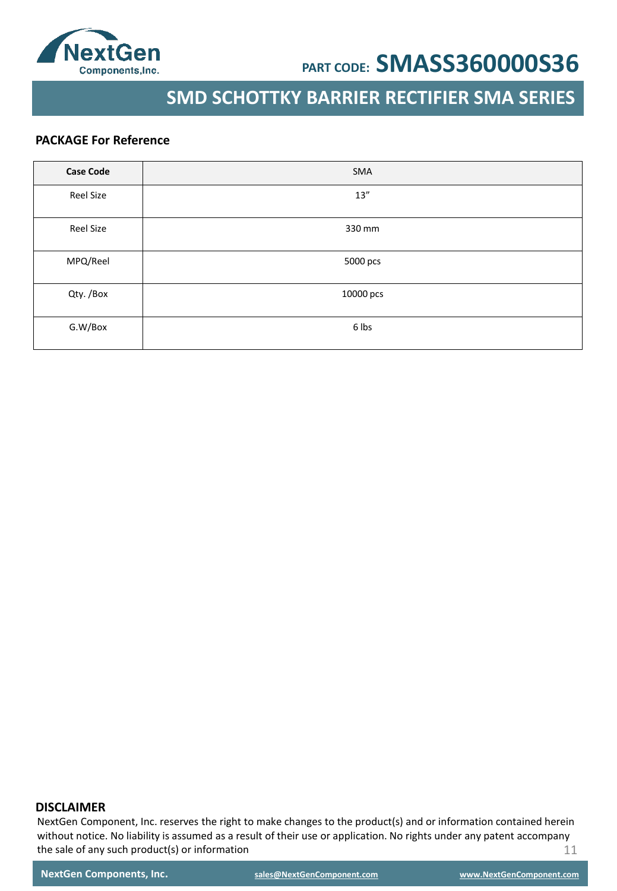## PACKAGE For Reference

| Case Code | SMA |
|---|---|
| Reel Size | 13” |
| Reel Size | 330 mm |
| MPQ/Reel | 5000 pcs |
| Qty. /Box | 10000 pcs |
| G.W/Box | 6 lbs |

## DISCLAIMER

NextGen Component, Inc. reserves the right to make changes to the product(s) and or information contained herein without notice. No liability is assumed as a result of their use or application. No rights under any patent accompany the sale of any such product(s) or information